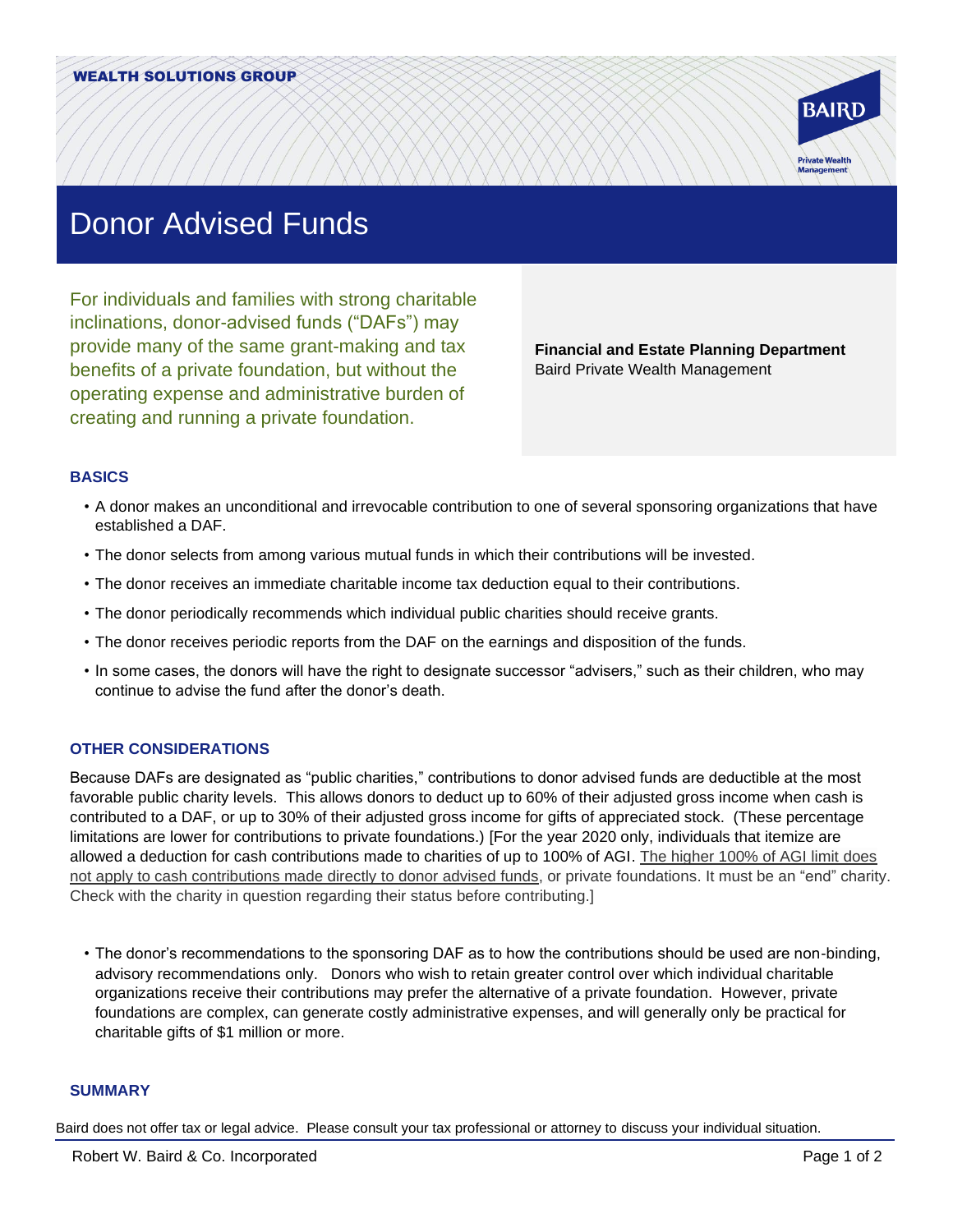WEALTH SOLUTIONS GROUP

# Donor Advised Funds

For individuals and families with strong charitable inclinations, donor-advised funds ("DAFs") may provide many of the same grant-making and tax benefits of a private foundation, but without the operating expense and administrative burden of creating and running a private foundation.

**Financial and Estate Planning Department**
Baird Private Wealth Management

## BASICS

- A donor makes an unconditional and irrevocable contribution to one of several sponsoring organizations that have established a DAF.
- The donor selects from among various mutual funds in which their contributions will be invested.
- The donor receives an immediate charitable income tax deduction equal to their contributions.
- The donor periodically recommends which individual public charities should receive grants.
- The donor receives periodic reports from the DAF on the earnings and disposition of the funds.
- In some cases, the donors will have the right to designate successor "advisers," such as their children, who may continue to advise the fund after the donor's death.

## OTHER CONSIDERATIONS

Because DAFs are designated as "public charities," contributions to donor advised funds are deductible at the most favorable public charity levels. This allows donors to deduct up to 60% of their adjusted gross income when cash is contributed to a DAF, or up to 30% of their adjusted gross income for gifts of appreciated stock. (These percentage limitations are lower for contributions to private foundations.) [For the year 2020 only, individuals that itemize are allowed a deduction for cash contributions made to charities of up to 100% of AGI. The higher 100% of AGI limit does not apply to cash contributions made directly to donor advised funds, or private foundations. It must be an "end" charity. Check with the charity in question regarding their status before contributing.]

- The donor's recommendations to the sponsoring DAF as to how the contributions should be used are non-binding, advisory recommendations only. Donors who wish to retain greater control over which individual charitable organizations receive their contributions may prefer the alternative of a private foundation. However, private foundations are complex, can generate costly administrative expenses, and will generally only be practical for charitable gifts of $1 million or more.

## SUMMARY

Baird does not offer tax or legal advice. Please consult your tax professional or attorney to discuss your individual situation.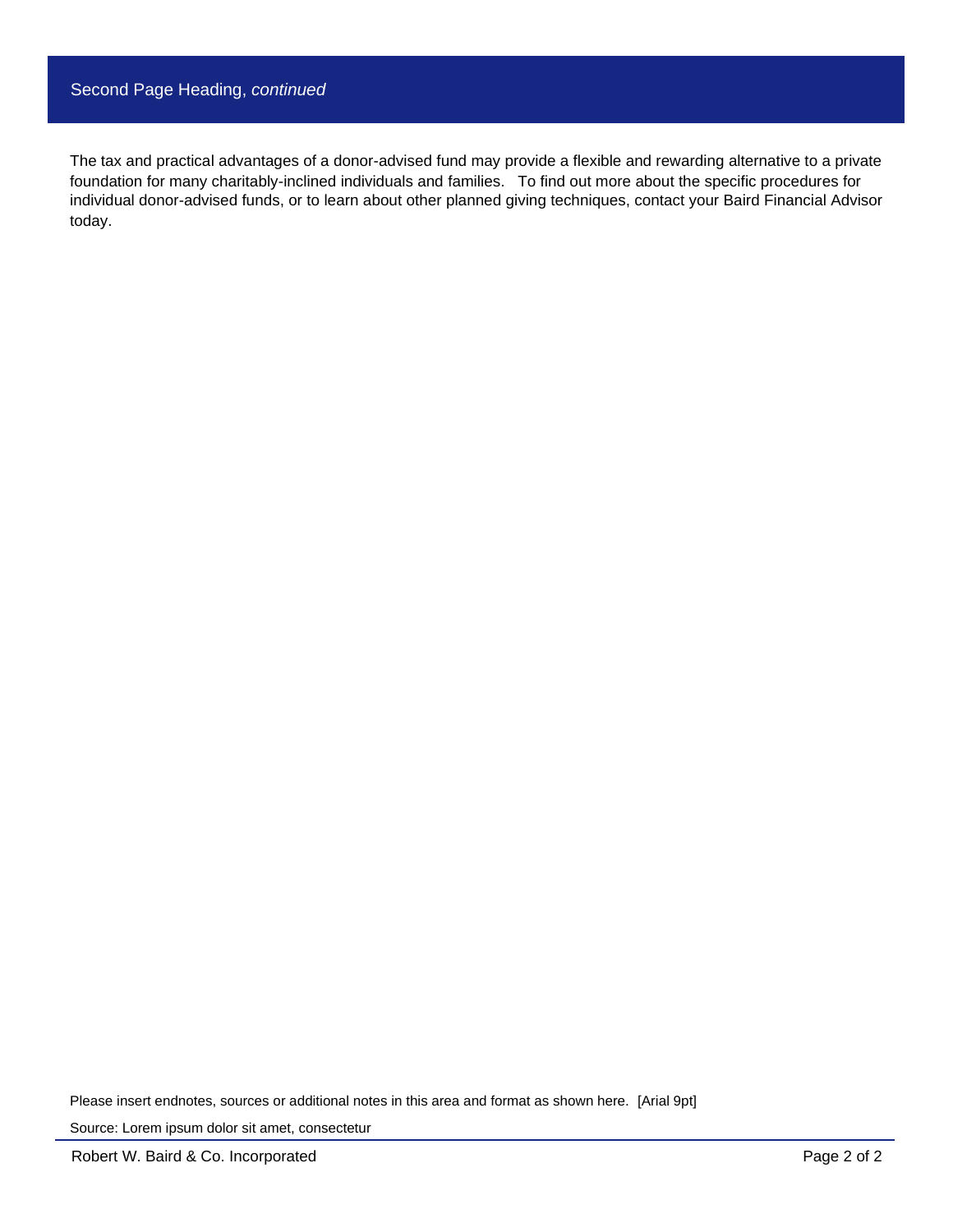## Second Page Heading, *continued*

The tax and practical advantages of a donor-advised fund may provide a flexible and rewarding alternative to a private foundation for many charitably-inclined individuals and families. To find out more about the specific procedures for individual donor-advised funds, or to learn about other planned giving techniques, contact your Baird Financial Advisor today.

Please insert endnotes, sources or additional notes in this area and format as shown here. [Arial 9pt]

Source: Lorem ipsum dolor sit amet, consectetur